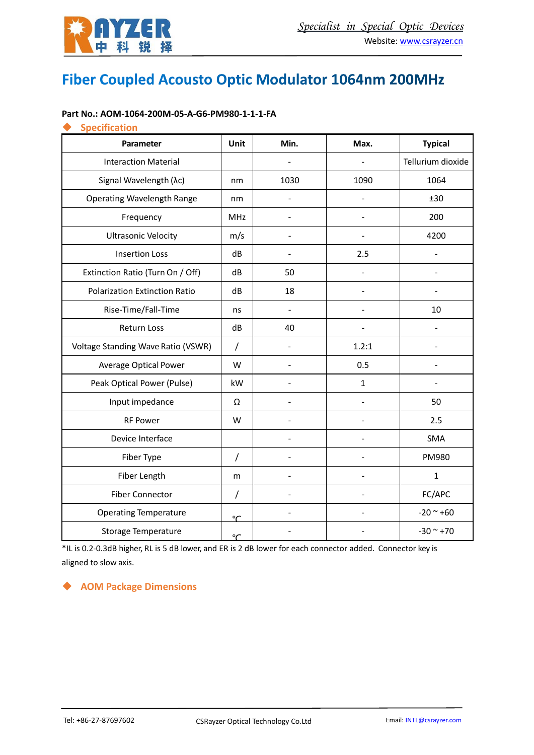# Fiber Coupled Acousto Optic Modulator 1064nm 200MHz

**Part No.: AOM-1064-200M-05-A-G6-PM980-1-1-1-FA**

## Specification

| Parameter | Unit | Min. | Max. | Typical |
|---|---|---|---|---|
| Interaction Material | | - | - | Tellurium dioxide |
| Signal Wavelength (λc) | nm | 1030 | 1090 | 1064 |
| Operating Wavelength Range | nm | - | - | ±30 |
| Frequency | MHz | - | - | 200 |
| Ultrasonic Velocity | m/s | - | - | 4200 |
| Insertion Loss | dB | - | 2.5 | - |
| Extinction Ratio (Turn On / Off) | dB | 50 | - | - |
| Polarization Extinction Ratio | dB | 18 | - | - |
| Rise-Time/Fall-Time | ns | - | - | 10 |
| Return Loss | dB | 40 | - | - |
| Voltage Standing Wave Ratio (VSWR) | / | - | 1.2:1 | - |
| Average Optical Power | W | - | 0.5 | - |
| Peak Optical Power (Pulse) | kW | - | 1 | - |
| Input impedance | Ω | - | - | 50 |
| RF Power | W | - | - | 2.5 |
| Device Interface | | - | - | SMA |
| Fiber Type | / | - | - | PM980 |
| Fiber Length | m | - | - | 1 |
| Fiber Connector | / | - | - | FC/APC |
| Operating Temperature | ℃ | - | - | -20 ~ +60 |
| Storage Temperature | ℃ | - | - | -30 ~ +70 |

*IL is 0.2-0.3dB higher, RL is 5 dB lower, and ER is 2 dB lower for each connector added. Connector key is aligned to slow axis.

## AOM Package Dimensions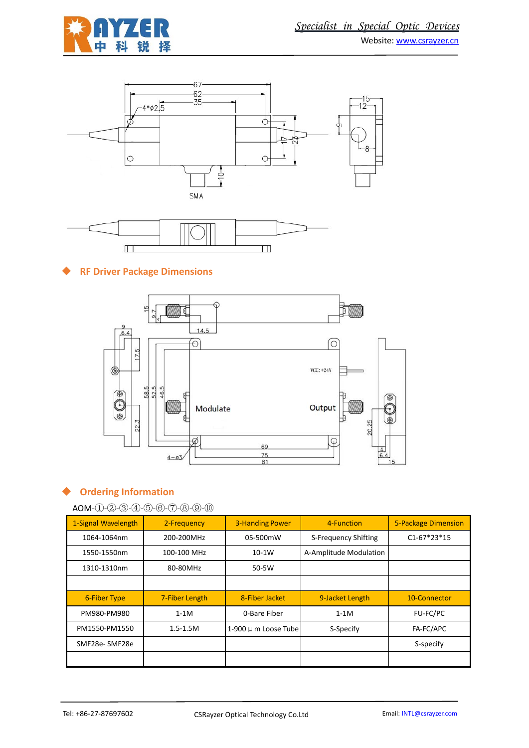67
62
35
4*φ2.5
15
12
9
8
17
23
10
SMA

## RF Driver Package Dimensions

15
9.7
4
14.5
9
6.4
17.5
58.5
52.5
46.5
22.3
VCC:+24V
Modulate
Output
20.25
4
6.4
15
4-φ3
69
75
81

## Ordering Information

AOM-①-②-③-④-⑤-⑥-⑦-⑧-⑨-⑩

| 1-Signal Wavelength | 2-Frequency | 3-Handing Power | 4-Function | 5-Package Dimension |
|---|---|---|---|---|
| 1064-1064nm | 200-200MHz | 05-500mW | S-Frequency Shifting | C1-67*23*15 |
| 1550-1550nm | 100-100 MHz | 10-1W | A-Amplitude Modulation | |
| 1310-1310nm | 80-80MHz | 50-5W | | |
| | | | | |
| 6-Fiber Type | 7-Fiber Length | 8-Fiber Jacket | 9-Jacket Length | 10-Connector |
| PM980-PM980 | 1-1M | 0-Bare Fiber | 1-1M | FU-FC/PC |
| PM1550-PM1550 | 1.5-1.5M | 1-900 μ m Loose Tube | S-Specify | FA-FC/APC |
| SMF28e- SMF28e | | | | S-specify |
| | | | | |